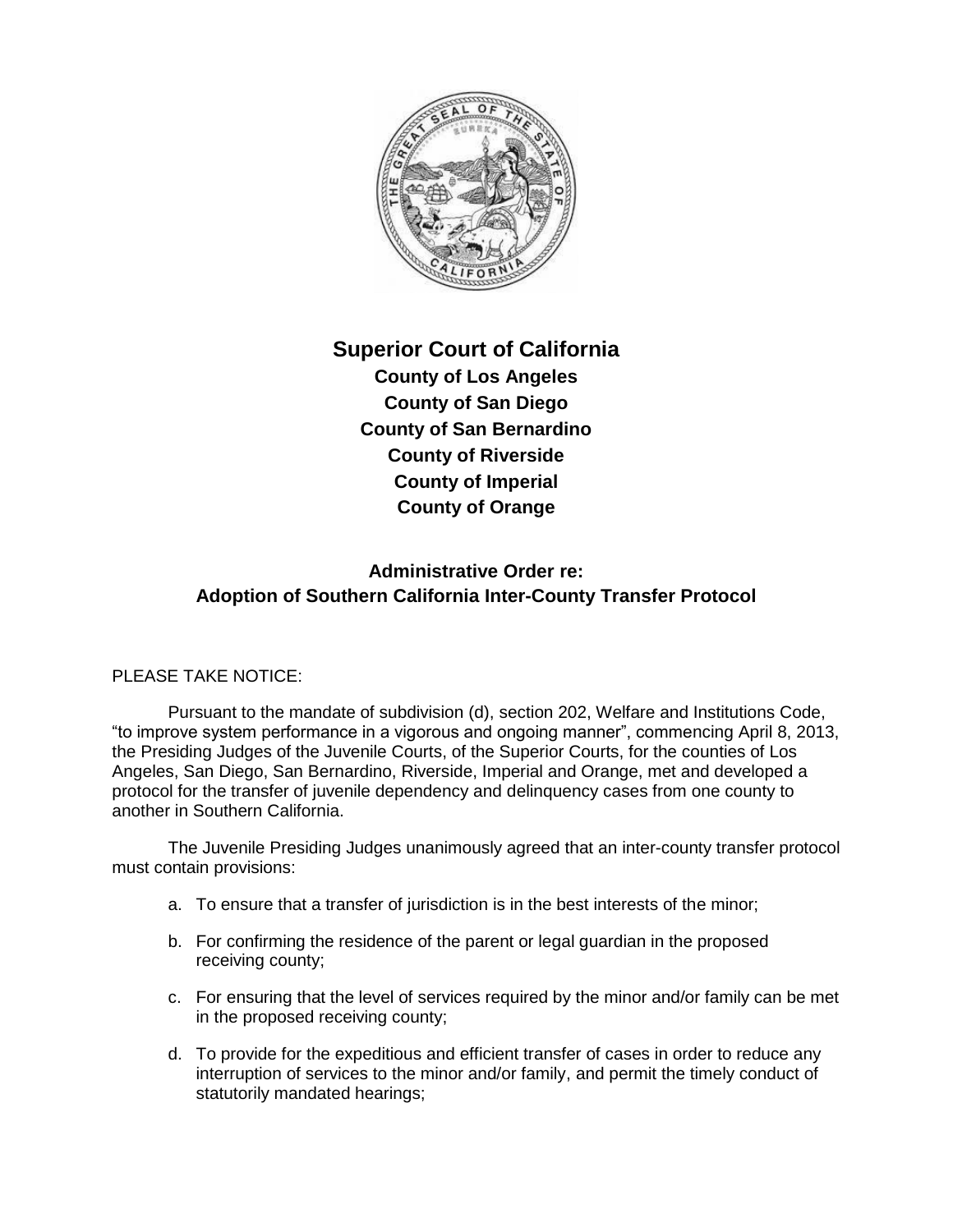# Superior Court of California

**County of Los Angeles**
**County of San Diego**
**County of San Bernardino**
**County of Riverside**
**County of Imperial**
**County of Orange**

## Administrative Order re: Adoption of Southern California Inter-County Transfer Protocol

PLEASE TAKE NOTICE:

Pursuant to the mandate of subdivision (d), section 202, Welfare and Institutions Code, "to improve system performance in a vigorous and ongoing manner", commencing April 8, 2013, the Presiding Judges of the Juvenile Courts, of the Superior Courts, for the counties of Los Angeles, San Diego, San Bernardino, Riverside, Imperial and Orange, met and developed a protocol for the transfer of juvenile dependency and delinquency cases from one county to another in Southern California.

The Juvenile Presiding Judges unanimously agreed that an inter-county transfer protocol must contain provisions:

a. To ensure that a transfer of jurisdiction is in the best interests of the minor;

b. For confirming the residence of the parent or legal guardian in the proposed receiving county;

c. For ensuring that the level of services required by the minor and/or family can be met in the proposed receiving county;

d. To provide for the expeditious and efficient transfer of cases in order to reduce any interruption of services to the minor and/or family, and permit the timely conduct of statutorily mandated hearings;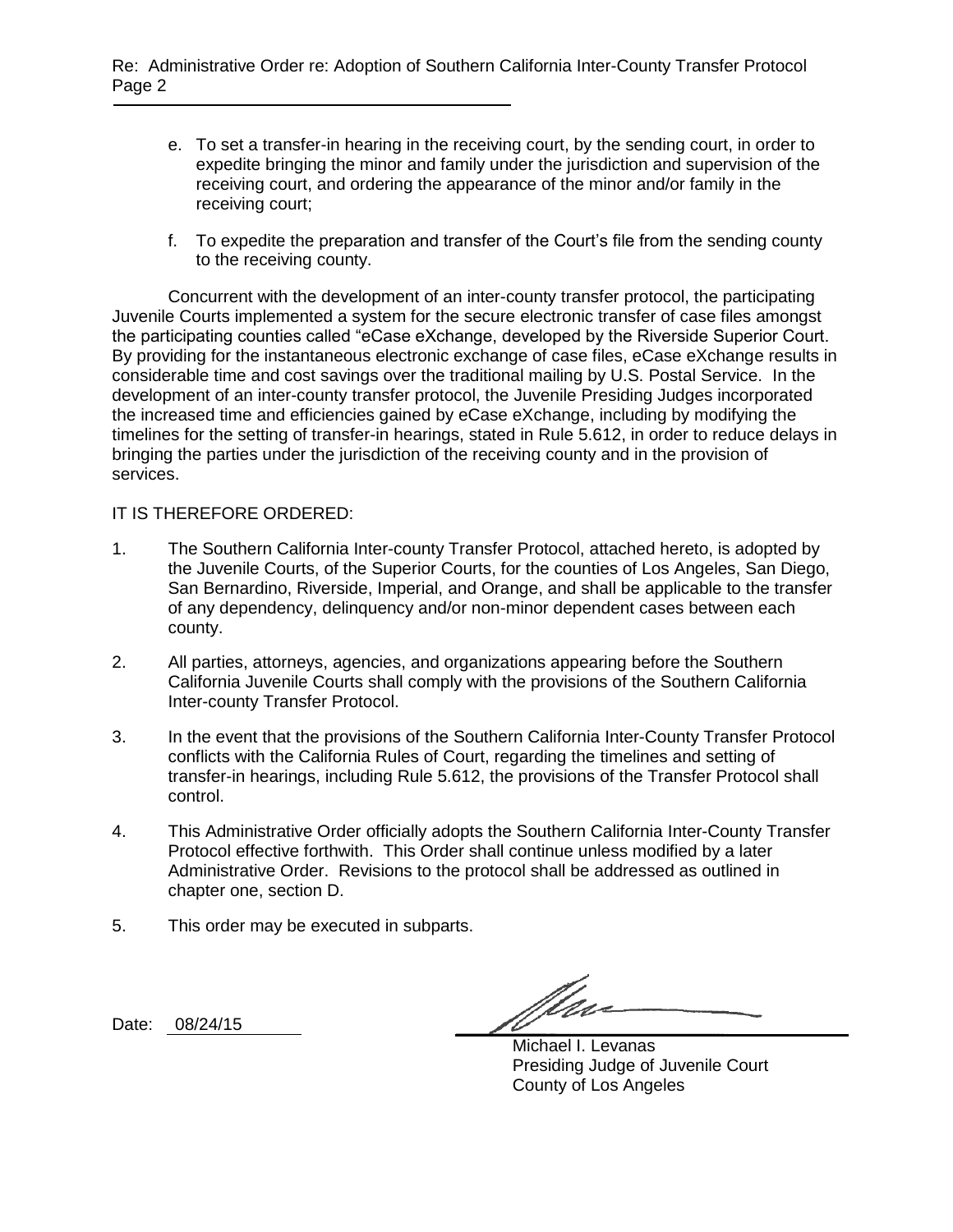e. To set a transfer-in hearing in the receiving court, by the sending court, in order to expedite bringing the minor and family under the jurisdiction and supervision of the receiving court, and ordering the appearance of the minor and/or family in the receiving court;

f. To expedite the preparation and transfer of the Court's file from the sending county to the receiving county.

Concurrent with the development of an inter-county transfer protocol, the participating Juvenile Courts implemented a system for the secure electronic transfer of case files amongst the participating counties called "eCase eXchange, developed by the Riverside Superior Court. By providing for the instantaneous electronic exchange of case files, eCase eXchange results in considerable time and cost savings over the traditional mailing by U.S. Postal Service. In the development of an inter-county transfer protocol, the Juvenile Presiding Judges incorporated the increased time and efficiencies gained by eCase eXchange, including by modifying the timelines for the setting of transfer-in hearings, stated in Rule 5.612, in order to reduce delays in bringing the parties under the jurisdiction of the receiving county and in the provision of services.

IT IS THEREFORE ORDERED:

1. The Southern California Inter-county Transfer Protocol, attached hereto, is adopted by the Juvenile Courts, of the Superior Courts, for the counties of Los Angeles, San Diego, San Bernardino, Riverside, Imperial, and Orange, and shall be applicable to the transfer of any dependency, delinquency and/or non-minor dependent cases between each county.

2. All parties, attorneys, agencies, and organizations appearing before the Southern California Juvenile Courts shall comply with the provisions of the Southern California Inter-county Transfer Protocol.

3. In the event that the provisions of the Southern California Inter-County Transfer Protocol conflicts with the California Rules of Court, regarding the timelines and setting of transfer-in hearings, including Rule 5.612, the provisions of the Transfer Protocol shall control.

4. This Administrative Order officially adopts the Southern California Inter-County Transfer Protocol effective forthwith. This Order shall continue unless modified by a later Administrative Order. Revisions to the protocol shall be addressed as outlined in chapter one, section D.

5. This order may be executed in subparts.

Date: 08/24/15

Michael I. Levanas
Presiding Judge of Juvenile Court
County of Los Angeles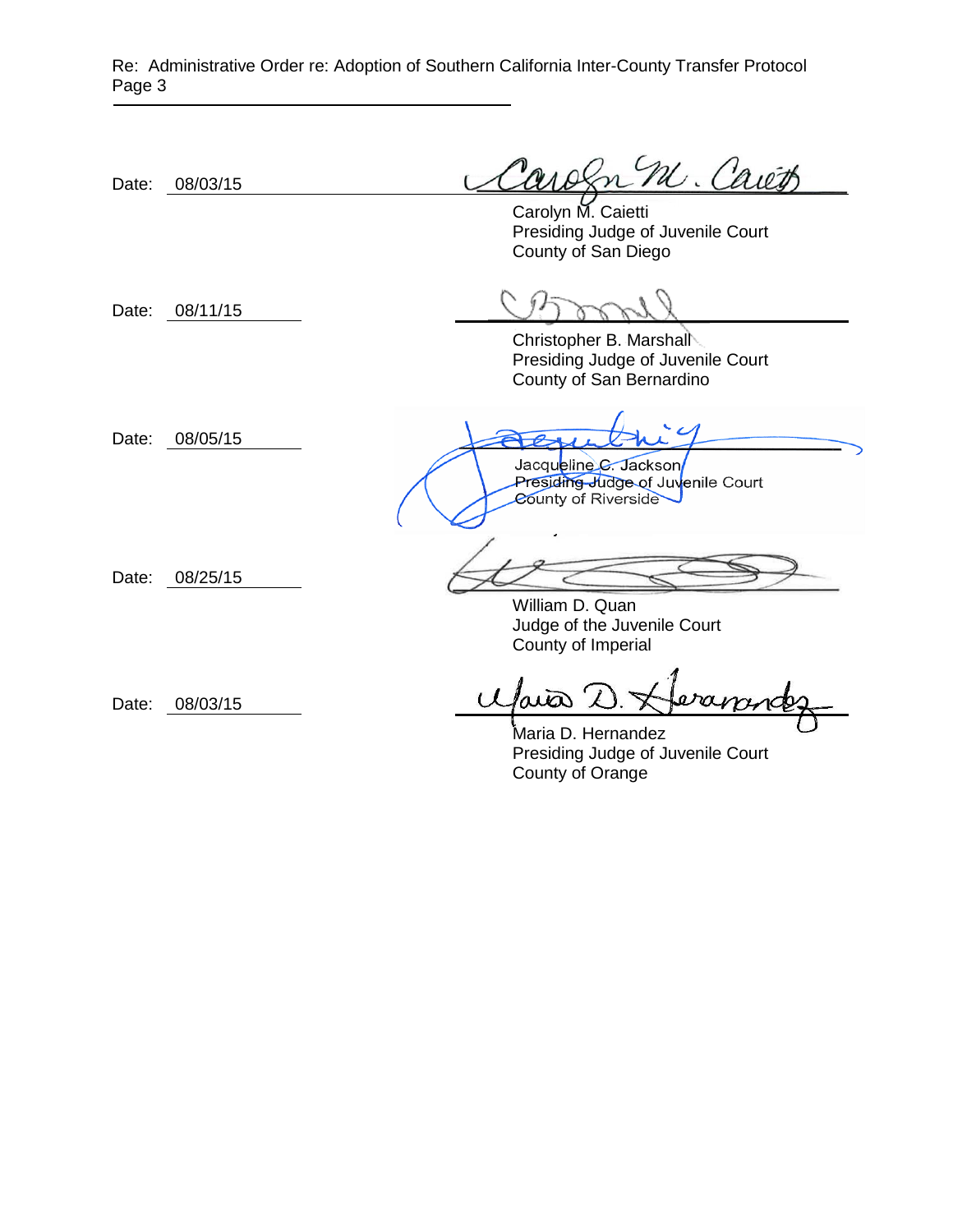Date: 08/03/15

Carolyn M. Caietti
Presiding Judge of Juvenile Court
County of San Diego

Date: 08/11/15

Christopher B. Marshall
Presiding Judge of Juvenile Court
County of San Bernardino

Date: 08/05/15

Jacqueline C. Jackson
Presiding Judge of Juvenile Court
County of Riverside

Date: 08/25/15

William D. Quan
Judge of the Juvenile Court
County of Imperial

Date: 08/03/15

Maria D. Hernandez
Presiding Judge of Juvenile Court
County of Orange